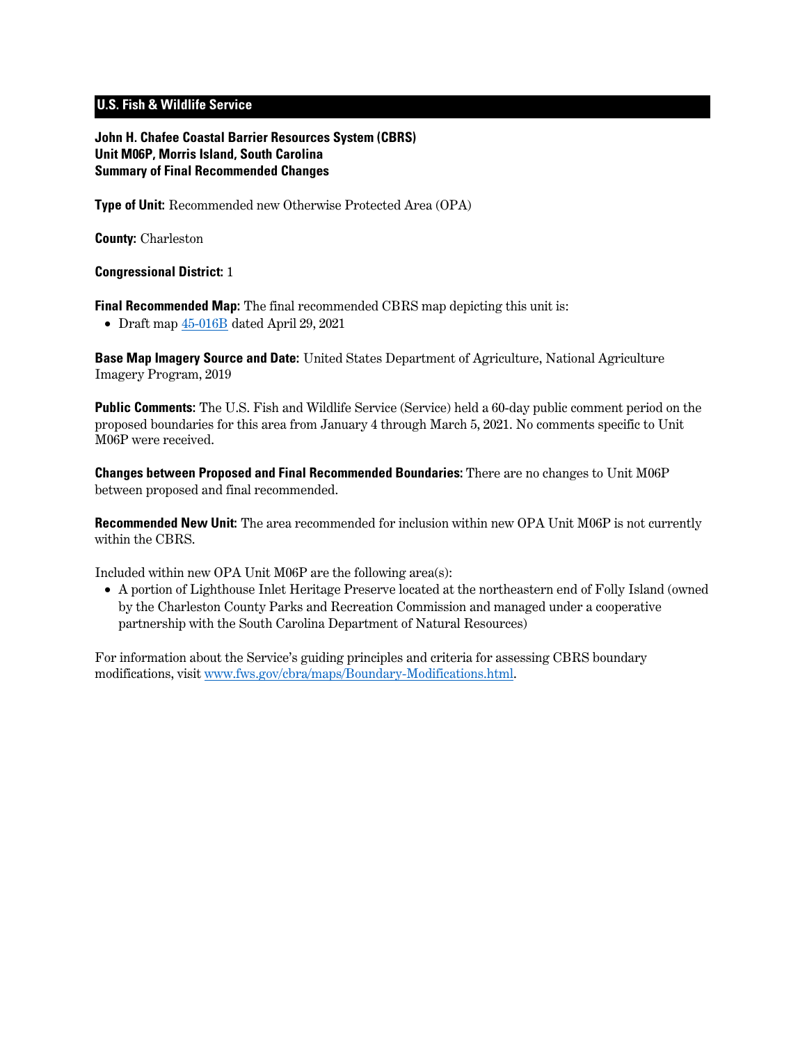**U.S. Fish & Wildlife Service**

**John H. Chafee Coastal Barrier Resources System (CBRS)**
**Unit M06P, Morris Island, South Carolina**
**Summary of Final Recommended Changes**

**Type of Unit:** Recommended new Otherwise Protected Area (OPA)

**County:** Charleston

**Congressional District:** 1

**Final Recommended Map:** The final recommended CBRS map depicting this unit is:

- Draft map [45-016B]() dated April 29, 2021

**Base Map Imagery Source and Date:** United States Department of Agriculture, National Agriculture Imagery Program, 2019

**Public Comments:** The U.S. Fish and Wildlife Service (Service) held a 60-day public comment period on the proposed boundaries for this area from January 4 through March 5, 2021. No comments specific to Unit M06P were received.

**Changes between Proposed and Final Recommended Boundaries:** There are no changes to Unit M06P between proposed and final recommended.

**Recommended New Unit:** The area recommended for inclusion within new OPA Unit M06P is not currently within the CBRS.

Included within new OPA Unit M06P are the following area(s):

- A portion of Lighthouse Inlet Heritage Preserve located at the northeastern end of Folly Island (owned by the Charleston County Parks and Recreation Commission and managed under a cooperative partnership with the South Carolina Department of Natural Resources)

For information about the Service's guiding principles and criteria for assessing CBRS boundary modifications, visit [www.fws.gov/cbra/maps/Boundary-Modifications.html](www.fws.gov/cbra/maps/Boundary-Modifications.html).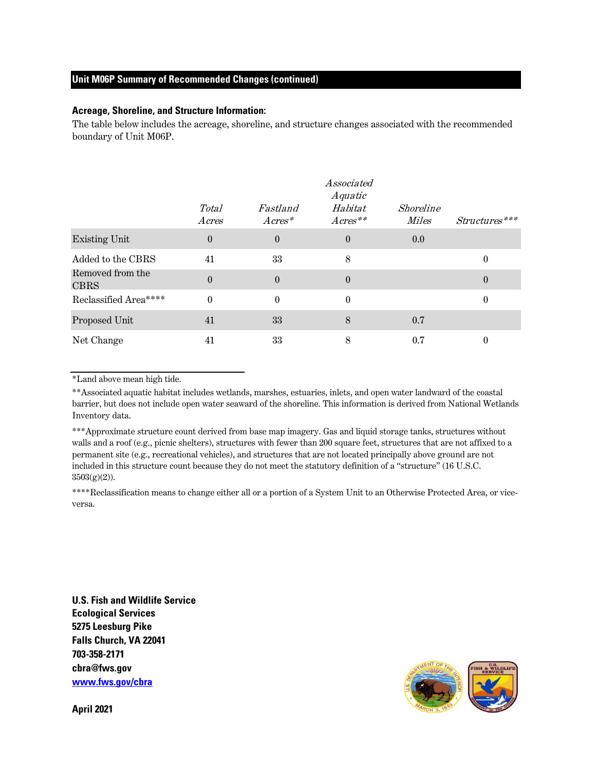## Unit M06P Summary of Recommended Changes (continued)

**Acreage, Shoreline, and Structure Information:**
The table below includes the acreage, shoreline, and structure changes associated with the recommended boundary of Unit M06P.

| | *Total Acres* | *Fastland Acres** | *Associated Aquatic Habitat Acres*** | *Shoreline Miles* | *Structures**** |
|---|---|---|---|---|---|
| Existing Unit | 0 | 0 | 0 | 0.0 | |
| Added to the CBRS | 41 | 33 | 8 | | 0 |
| Removed from the CBRS | 0 | 0 | 0 | | 0 |
| Reclassified Area**** | 0 | 0 | 0 | | 0 |
| Proposed Unit | 41 | 33 | 8 | 0.7 | |
| Net Change | 41 | 33 | 8 | 0.7 | 0 |

*Land above mean high tide.

**Associated aquatic habitat includes wetlands, marshes, estuaries, inlets, and open water landward of the coastal barrier, but does not include open water seaward of the shoreline. This information is derived from National Wetlands Inventory data.

***Approximate structure count derived from base map imagery. Gas and liquid storage tanks, structures without walls and a roof (e.g., picnic shelters), structures with fewer than 200 square feet, structures that are not affixed to a permanent site (e.g., recreational vehicles), and structures that are not located principally above ground are not included in this structure count because they do not meet the statutory definition of a "structure" (16 U.S.C. 3503(g)(2)).

****Reclassification means to change either all or a portion of a System Unit to an Otherwise Protected Area, or vice-versa.

**U.S. Fish and Wildlife Service**
**Ecological Services**
**5275 Leesburg Pike**
**Falls Church, VA 22041**
**703-358-2171**
**cbra@fws.gov**
**www.fws.gov/cbra**

**April 2021**